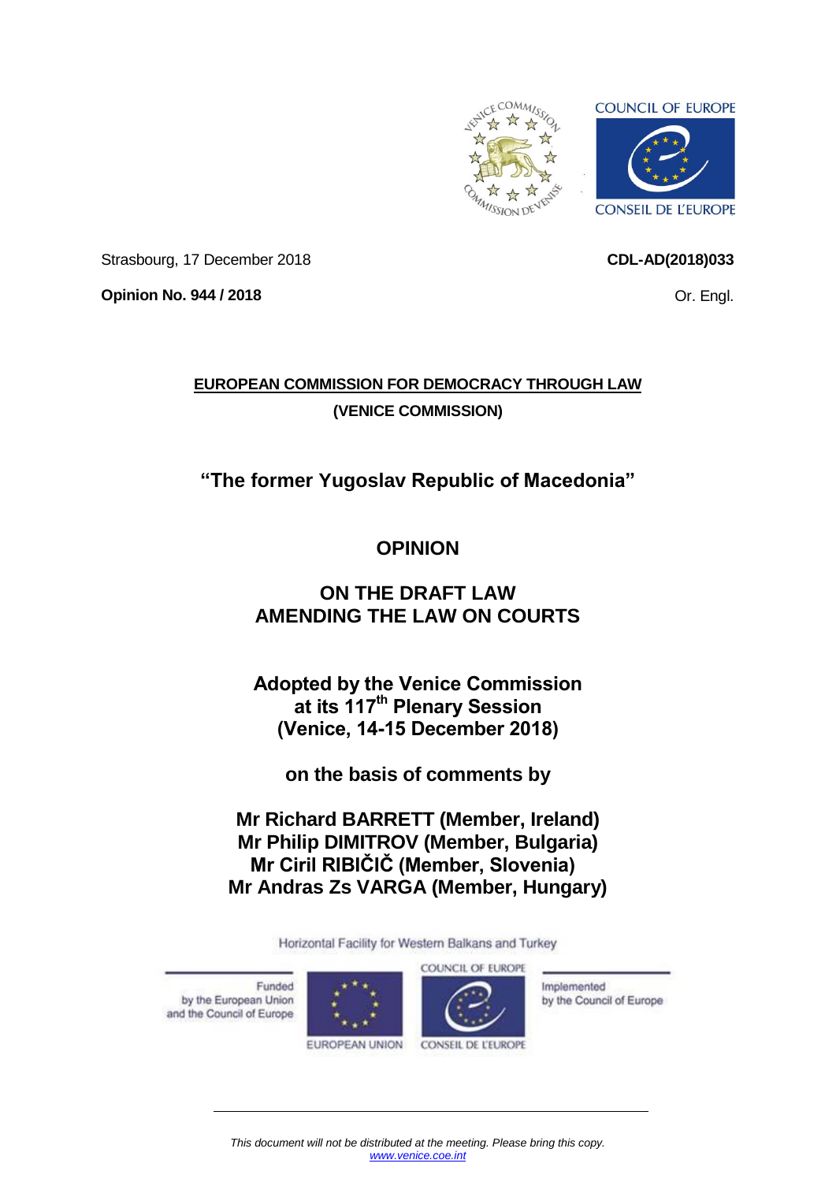Strasbourg, 17 December 2018

**CDL-AD(2018)033**

**Opinion No. 944 / 2018**

Or. Engl.

**EUROPEAN COMMISSION FOR DEMOCRACY THROUGH LAW**

**(VENICE COMMISSION)**

## "The former Yugoslav Republic of Macedonia"

# OPINION

# ON THE DRAFT LAW AMENDING THE LAW ON COURTS

**Adopted by the Venice Commission at its 117th Plenary Session (Venice, 14-15 December 2018)**

**on the basis of comments by**

**Mr Richard BARRETT (Member, Ireland)**
**Mr Philip DIMITROV (Member, Bulgaria)**
**Mr Ciril RIBIČIČ (Member, Slovenia)**
**Mr Andras Zs VARGA (Member, Hungary)**

Horizontal Facility for Western Balkans and Turkey

Funded by the European Union and the Council of Europe

EUROPEAN UNION

COUNCIL OF EUROPE / CONSEIL DE L'EUROPE

Implemented by the Council of Europe

*This document will not be distributed at the meeting. Please bring this copy.*
www.venice.coe.int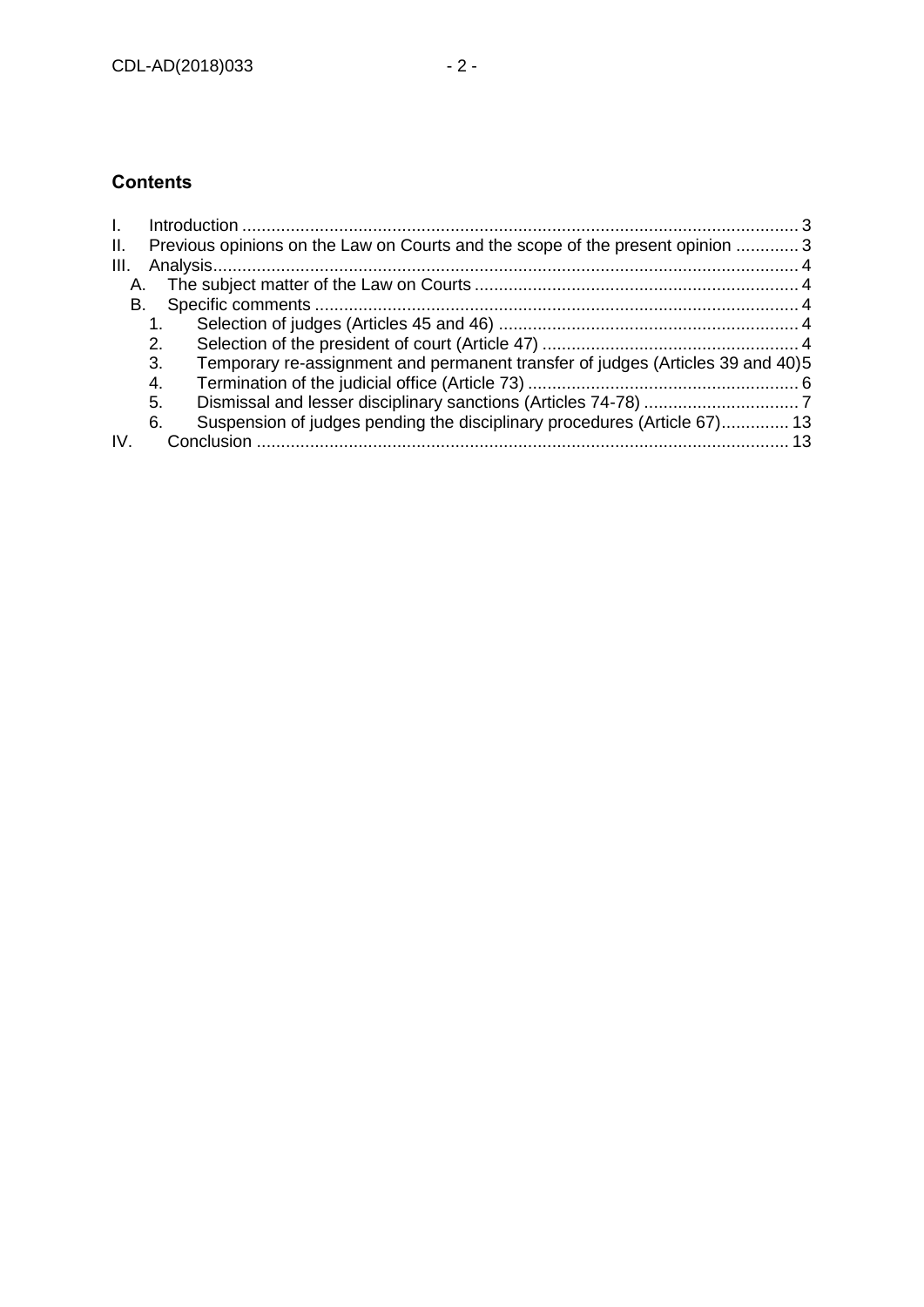## Contents

I. Introduction ..................................................................................................................... 3
II. Previous opinions on the Law on Courts and the scope of the present opinion ............. 3
III. Analysis........................................................................................................................ 4
  A. The subject matter of the Law on Courts ................................................................... 4
  B. Specific comments .................................................................................................... 4
    1. Selection of judges (Articles 45 and 46) ............................................................... 4
    2. Selection of the president of court (Article 47) ..................................................... 4
    3. Temporary re-assignment and permanent transfer of judges (Articles 39 and 40)5
    4. Termination of the judicial office (Article 73) ........................................................ 6
    5. Dismissal and lesser disciplinary sanctions (Articles 74-78) ................................ 7
    6. Suspension of judges pending the disciplinary procedures (Article 67).............. 13
IV. Conclusion ............................................................................................................... 13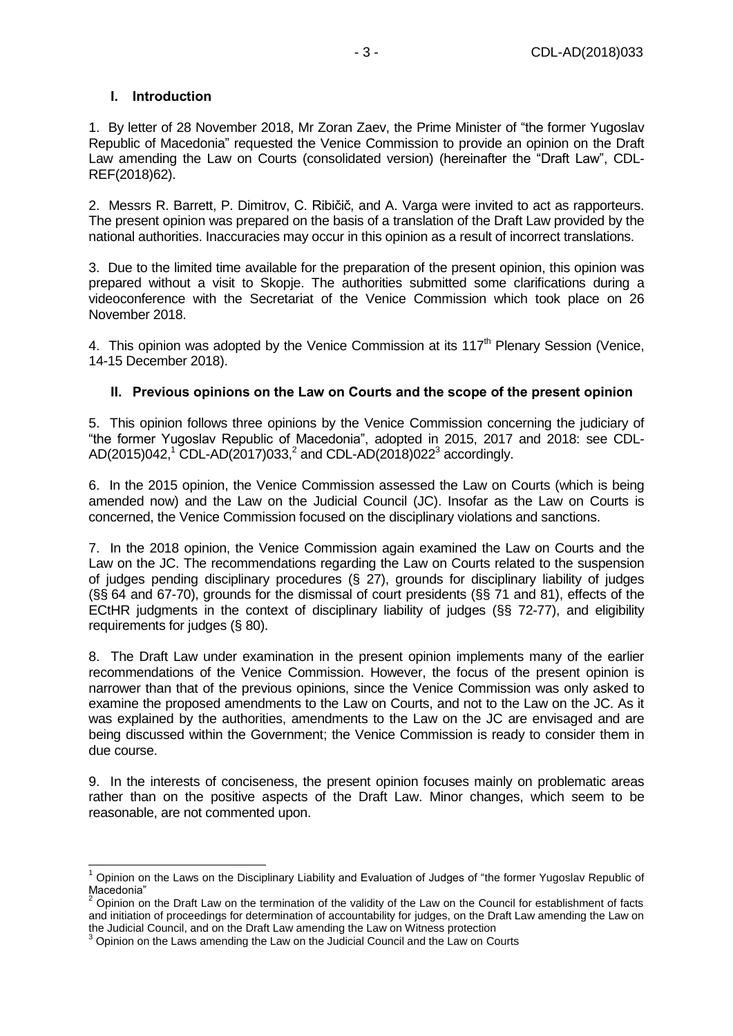## I. Introduction

1. By letter of 28 November 2018, Mr Zoran Zaev, the Prime Minister of "the former Yugoslav Republic of Macedonia" requested the Venice Commission to provide an opinion on the Draft Law amending the Law on Courts (consolidated version) (hereinafter the "Draft Law", CDL-REF(2018)62).

2. Messrs R. Barrett, P. Dimitrov, C. Ribičič, and A. Varga were invited to act as rapporteurs. The present opinion was prepared on the basis of a translation of the Draft Law provided by the national authorities. Inaccuracies may occur in this opinion as a result of incorrect translations.

3. Due to the limited time available for the preparation of the present opinion, this opinion was prepared without a visit to Skopje. The authorities submitted some clarifications during a videoconference with the Secretariat of the Venice Commission which took place on 26 November 2018.

4. This opinion was adopted by the Venice Commission at its 117th Plenary Session (Venice, 14-15 December 2018).

## II. Previous opinions on the Law on Courts and the scope of the present opinion

5. This opinion follows three opinions by the Venice Commission concerning the judiciary of "the former Yugoslav Republic of Macedonia", adopted in 2015, 2017 and 2018: see CDL-AD(2015)042,[1] CDL-AD(2017)033,[2] and CDL-AD(2018)022[3] accordingly.

6. In the 2015 opinion, the Venice Commission assessed the Law on Courts (which is being amended now) and the Law on the Judicial Council (JC). Insofar as the Law on Courts is concerned, the Venice Commission focused on the disciplinary violations and sanctions.

7. In the 2018 opinion, the Venice Commission again examined the Law on Courts and the Law on the JC. The recommendations regarding the Law on Courts related to the suspension of judges pending disciplinary procedures (§ 27), grounds for disciplinary liability of judges (§§ 64 and 67-70), grounds for the dismissal of court presidents (§§ 71 and 81), effects of the ECtHR judgments in the context of disciplinary liability of judges (§§ 72-77), and eligibility requirements for judges (§ 80).

8. The Draft Law under examination in the present opinion implements many of the earlier recommendations of the Venice Commission. However, the focus of the present opinion is narrower than that of the previous opinions, since the Venice Commission was only asked to examine the proposed amendments to the Law on Courts, and not to the Law on the JC. As it was explained by the authorities, amendments to the Law on the JC are envisaged and are being discussed within the Government; the Venice Commission is ready to consider them in due course.

9. In the interests of conciseness, the present opinion focuses mainly on problematic areas rather than on the positive aspects of the Draft Law. Minor changes, which seem to be reasonable, are not commented upon.

---

[1] Opinion on the Laws on the Disciplinary Liability and Evaluation of Judges of "the former Yugoslav Republic of Macedonia"

[2] Opinion on the Draft Law on the termination of the validity of the Law on the Council for establishment of facts and initiation of proceedings for determination of accountability for judges, on the Draft Law amending the Law on the Judicial Council, and on the Draft Law amending the Law on Witness protection

[3] Opinion on the Laws amending the Law on the Judicial Council and the Law on Courts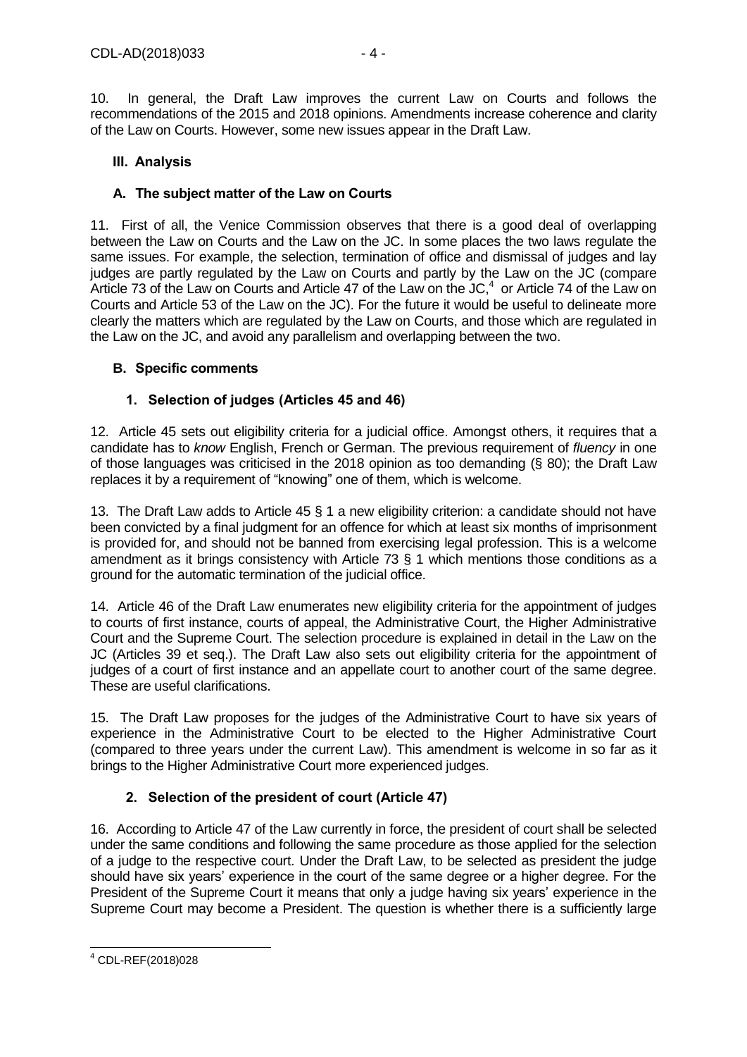10. In general, the Draft Law improves the current Law on Courts and follows the recommendations of the 2015 and 2018 opinions. Amendments increase coherence and clarity of the Law on Courts. However, some new issues appear in the Draft Law.

## III. Analysis

### A. The subject matter of the Law on Courts

11. First of all, the Venice Commission observes that there is a good deal of overlapping between the Law on Courts and the Law on the JC. In some places the two laws regulate the same issues. For example, the selection, termination of office and dismissal of judges and lay judges are partly regulated by the Law on Courts and partly by the Law on the JC (compare Article 73 of the Law on Courts and Article 47 of the Law on the JC,[4] or Article 74 of the Law on Courts and Article 53 of the Law on the JC). For the future it would be useful to delineate more clearly the matters which are regulated by the Law on Courts, and those which are regulated in the Law on the JC, and avoid any parallelism and overlapping between the two.

### B. Specific comments

#### 1. Selection of judges (Articles 45 and 46)

12. Article 45 sets out eligibility criteria for a judicial office. Amongst others, it requires that a candidate has to *know* English, French or German. The previous requirement of *fluency* in one of those languages was criticised in the 2018 opinion as too demanding (§ 80); the Draft Law replaces it by a requirement of "knowing" one of them, which is welcome.

13. The Draft Law adds to Article 45 § 1 a new eligibility criterion: a candidate should not have been convicted by a final judgment for an offence for which at least six months of imprisonment is provided for, and should not be banned from exercising legal profession. This is a welcome amendment as it brings consistency with Article 73 § 1 which mentions those conditions as a ground for the automatic termination of the judicial office.

14. Article 46 of the Draft Law enumerates new eligibility criteria for the appointment of judges to courts of first instance, courts of appeal, the Administrative Court, the Higher Administrative Court and the Supreme Court. The selection procedure is explained in detail in the Law on the JC (Articles 39 et seq.). The Draft Law also sets out eligibility criteria for the appointment of judges of a court of first instance and an appellate court to another court of the same degree. These are useful clarifications.

15. The Draft Law proposes for the judges of the Administrative Court to have six years of experience in the Administrative Court to be elected to the Higher Administrative Court (compared to three years under the current Law). This amendment is welcome in so far as it brings to the Higher Administrative Court more experienced judges.

#### 2. Selection of the president of court (Article 47)

16. According to Article 47 of the Law currently in force, the president of court shall be selected under the same conditions and following the same procedure as those applied for the selection of a judge to the respective court. Under the Draft Law, to be selected as president the judge should have six years' experience in the court of the same degree or a higher degree. For the President of the Supreme Court it means that only a judge having six years' experience in the Supreme Court may become a President. The question is whether there is a sufficiently large

[4] CDL-REF(2018)028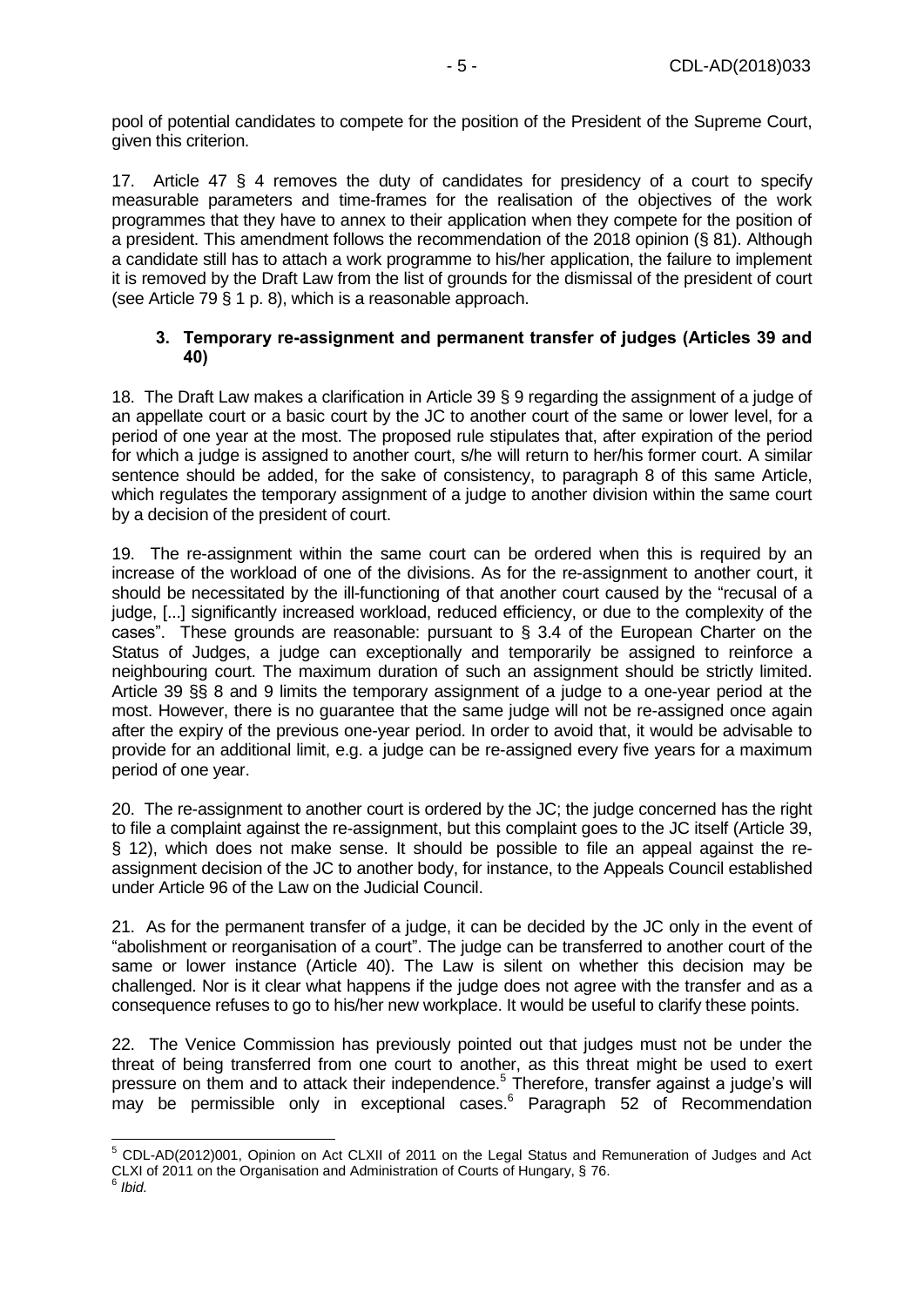pool of potential candidates to compete for the position of the President of the Supreme Court, given this criterion.

17. Article 47 § 4 removes the duty of candidates for presidency of a court to specify measurable parameters and time-frames for the realisation of the objectives of the work programmes that they have to annex to their application when they compete for the position of a president. This amendment follows the recommendation of the 2018 opinion (§ 81). Although a candidate still has to attach a work programme to his/her application, the failure to implement it is removed by the Draft Law from the list of grounds for the dismissal of the president of court (see Article 79 § 1 p. 8), which is a reasonable approach.

### 3. Temporary re-assignment and permanent transfer of judges (Articles 39 and 40)

18. The Draft Law makes a clarification in Article 39 § 9 regarding the assignment of a judge of an appellate court or a basic court by the JC to another court of the same or lower level, for a period of one year at the most. The proposed rule stipulates that, after expiration of the period for which a judge is assigned to another court, s/he will return to her/his former court. A similar sentence should be added, for the sake of consistency, to paragraph 8 of this same Article, which regulates the temporary assignment of a judge to another division within the same court by a decision of the president of court.

19. The re-assignment within the same court can be ordered when this is required by an increase of the workload of one of the divisions. As for the re-assignment to another court, it should be necessitated by the ill-functioning of that another court caused by the "recusal of a judge, [...] significantly increased workload, reduced efficiency, or due to the complexity of the cases". These grounds are reasonable: pursuant to § 3.4 of the European Charter on the Status of Judges, a judge can exceptionally and temporarily be assigned to reinforce a neighbouring court. The maximum duration of such an assignment should be strictly limited. Article 39 §§ 8 and 9 limits the temporary assignment of a judge to a one-year period at the most. However, there is no guarantee that the same judge will not be re-assigned once again after the expiry of the previous one-year period. In order to avoid that, it would be advisable to provide for an additional limit, e.g. a judge can be re-assigned every five years for a maximum period of one year.

20. The re-assignment to another court is ordered by the JC; the judge concerned has the right to file a complaint against the re-assignment, but this complaint goes to the JC itself (Article 39, § 12), which does not make sense. It should be possible to file an appeal against the re-assignment decision of the JC to another body, for instance, to the Appeals Council established under Article 96 of the Law on the Judicial Council.

21. As for the permanent transfer of a judge, it can be decided by the JC only in the event of "abolishment or reorganisation of a court". The judge can be transferred to another court of the same or lower instance (Article 40). The Law is silent on whether this decision may be challenged. Nor is it clear what happens if the judge does not agree with the transfer and as a consequence refuses to go to his/her new workplace. It would be useful to clarify these points.

22. The Venice Commission has previously pointed out that judges must not be under the threat of being transferred from one court to another, as this threat might be used to exert pressure on them and to attack their independence.[5] Therefore, transfer against a judge's will may be permissible only in exceptional cases.[6] Paragraph 52 of Recommendation

---

[5] CDL-AD(2012)001, Opinion on Act CLXII of 2011 on the Legal Status and Remuneration of Judges and Act CLXI of 2011 on the Organisation and Administration of Courts of Hungary, § 76.

[6] *Ibid.*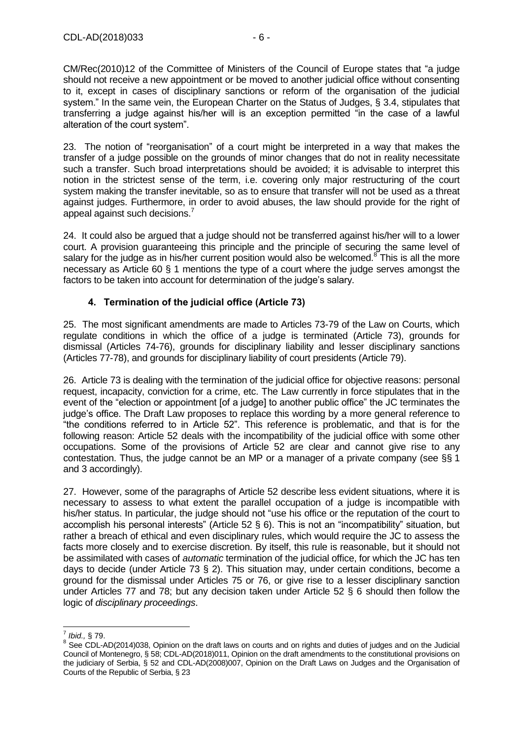CM/Rec(2010)12 of the Committee of Ministers of the Council of Europe states that "a judge should not receive a new appointment or be moved to another judicial office without consenting to it, except in cases of disciplinary sanctions or reform of the organisation of the judicial system." In the same vein, the European Charter on the Status of Judges, § 3.4, stipulates that transferring a judge against his/her will is an exception permitted "in the case of a lawful alteration of the court system".

23. The notion of "reorganisation" of a court might be interpreted in a way that makes the transfer of a judge possible on the grounds of minor changes that do not in reality necessitate such a transfer. Such broad interpretations should be avoided; it is advisable to interpret this notion in the strictest sense of the term, i.e. covering only major restructuring of the court system making the transfer inevitable, so as to ensure that transfer will not be used as a threat against judges. Furthermore, in order to avoid abuses, the law should provide for the right of appeal against such decisions.[7]

24. It could also be argued that a judge should not be transferred against his/her will to a lower court. A provision guaranteeing this principle and the principle of securing the same level of salary for the judge as in his/her current position would also be welcomed.[8] This is all the more necessary as Article 60 § 1 mentions the type of a court where the judge serves amongst the factors to be taken into account for determination of the judge's salary.

### 4. Termination of the judicial office (Article 73)

25. The most significant amendments are made to Articles 73-79 of the Law on Courts, which regulate conditions in which the office of a judge is terminated (Article 73), grounds for dismissal (Articles 74-76), grounds for disciplinary liability and lesser disciplinary sanctions (Articles 77-78), and grounds for disciplinary liability of court presidents (Article 79).

26. Article 73 is dealing with the termination of the judicial office for objective reasons: personal request, incapacity, conviction for a crime, etc. The Law currently in force stipulates that in the event of the "election or appointment [of a judge] to another public office" the JC terminates the judge's office. The Draft Law proposes to replace this wording by a more general reference to "the conditions referred to in Article 52". This reference is problematic, and that is for the following reason: Article 52 deals with the incompatibility of the judicial office with some other occupations. Some of the provisions of Article 52 are clear and cannot give rise to any contestation. Thus, the judge cannot be an MP or a manager of a private company (see §§ 1 and 3 accordingly).

27. However, some of the paragraphs of Article 52 describe less evident situations, where it is necessary to assess to what extent the parallel occupation of a judge is incompatible with his/her status. In particular, the judge should not "use his office or the reputation of the court to accomplish his personal interests" (Article 52 § 6). This is not an "incompatibility" situation, but rather a breach of ethical and even disciplinary rules, which would require the JC to assess the facts more closely and to exercise discretion. By itself, this rule is reasonable, but it should not be assimilated with cases of *automatic* termination of the judicial office, for which the JC has ten days to decide (under Article 73 § 2). This situation may, under certain conditions, become a ground for the dismissal under Articles 75 or 76, or give rise to a lesser disciplinary sanction under Articles 77 and 78; but any decision taken under Article 52 § 6 should then follow the logic of *disciplinary proceedings*.

---

[7] *Ibid.,* § 79.

[8] See CDL-AD(2014)038, Opinion on the draft laws on courts and on rights and duties of judges and on the Judicial Council of Montenegro, § 58; CDL-AD(2018)011, Opinion on the draft amendments to the constitutional provisions on the judiciary of Serbia, § 52 and CDL-AD(2008)007, Opinion on the Draft Laws on Judges and the Organisation of Courts of the Republic of Serbia, § 23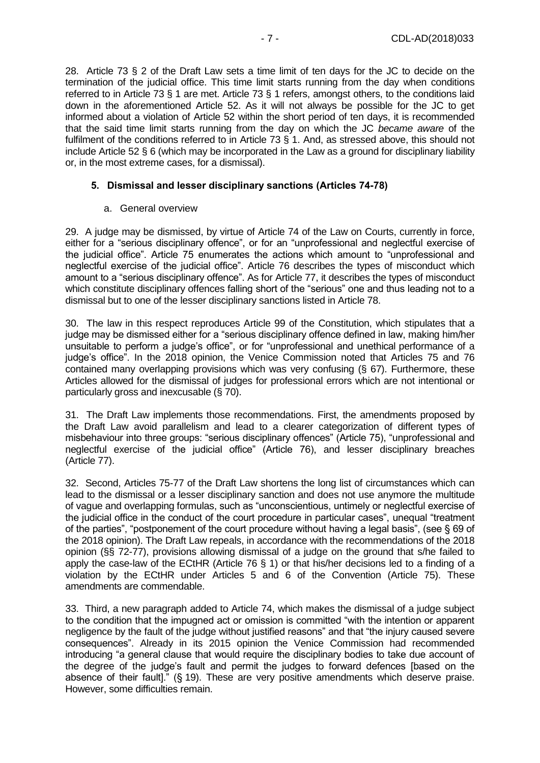28. Article 73 § 2 of the Draft Law sets a time limit of ten days for the JC to decide on the termination of the judicial office. This time limit starts running from the day when conditions referred to in Article 73 § 1 are met. Article 73 § 1 refers, amongst others, to the conditions laid down in the aforementioned Article 52. As it will not always be possible for the JC to get informed about a violation of Article 52 within the short period of ten days, it is recommended that the said time limit starts running from the day on which the JC *became aware* of the fulfilment of the conditions referred to in Article 73 § 1. And, as stressed above, this should not include Article 52 § 6 (which may be incorporated in the Law as a ground for disciplinary liability or, in the most extreme cases, for a dismissal).

### 5. Dismissal and lesser disciplinary sanctions (Articles 74-78)

#### a. General overview

29. A judge may be dismissed, by virtue of Article 74 of the Law on Courts, currently in force, either for a "serious disciplinary offence", or for an "unprofessional and neglectful exercise of the judicial office". Article 75 enumerates the actions which amount to "unprofessional and neglectful exercise of the judicial office". Article 76 describes the types of misconduct which amount to a "serious disciplinary offence". As for Article 77, it describes the types of misconduct which constitute disciplinary offences falling short of the "serious" one and thus leading not to a dismissal but to one of the lesser disciplinary sanctions listed in Article 78.

30. The law in this respect reproduces Article 99 of the Constitution, which stipulates that a judge may be dismissed either for a "serious disciplinary offence defined in law, making him/her unsuitable to perform a judge's office", or for "unprofessional and unethical performance of a judge's office". In the 2018 opinion, the Venice Commission noted that Articles 75 and 76 contained many overlapping provisions which was very confusing (§ 67). Furthermore, these Articles allowed for the dismissal of judges for professional errors which are not intentional or particularly gross and inexcusable (§ 70).

31. The Draft Law implements those recommendations. First, the amendments proposed by the Draft Law avoid parallelism and lead to a clearer categorization of different types of misbehaviour into three groups: "serious disciplinary offences" (Article 75), "unprofessional and neglectful exercise of the judicial office" (Article 76), and lesser disciplinary breaches (Article 77).

32. Second, Articles 75-77 of the Draft Law shortens the long list of circumstances which can lead to the dismissal or a lesser disciplinary sanction and does not use anymore the multitude of vague and overlapping formulas, such as "unconscientious, untimely or neglectful exercise of the judicial office in the conduct of the court procedure in particular cases", unequal "treatment of the parties", "postponement of the court procedure without having a legal basis", (see § 69 of the 2018 opinion). The Draft Law repeals, in accordance with the recommendations of the 2018 opinion (§§ 72-77), provisions allowing dismissal of a judge on the ground that s/he failed to apply the case-law of the ECtHR (Article 76 § 1) or that his/her decisions led to a finding of a violation by the ECtHR under Articles 5 and 6 of the Convention (Article 75). These amendments are commendable.

33. Third, a new paragraph added to Article 74, which makes the dismissal of a judge subject to the condition that the impugned act or omission is committed "with the intention or apparent negligence by the fault of the judge without justified reasons" and that "the injury caused severe consequences". Already in its 2015 opinion the Venice Commission had recommended introducing "a general clause that would require the disciplinary bodies to take due account of the degree of the judge's fault and permit the judges to forward defences [based on the absence of their fault]." (§ 19). These are very positive amendments which deserve praise. However, some difficulties remain.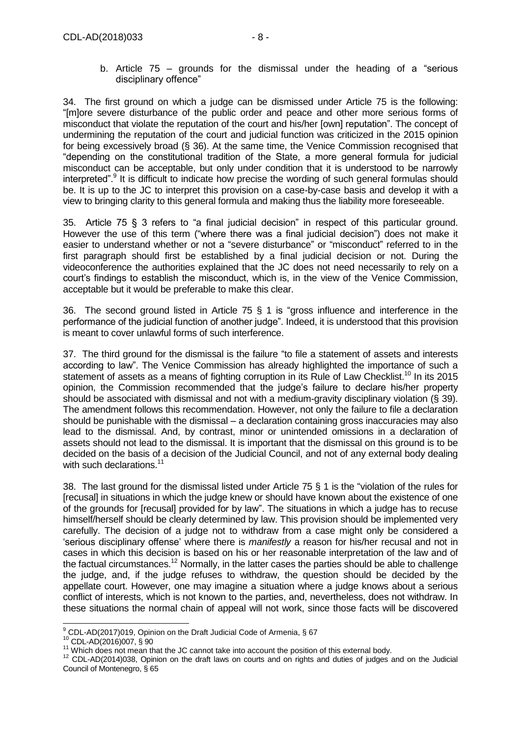b. Article 75 – grounds for the dismissal under the heading of a "serious disciplinary offence"

34. The first ground on which a judge can be dismissed under Article 75 is the following: "[m]ore severe disturbance of the public order and peace and other more serious forms of misconduct that violate the reputation of the court and his/her [own] reputation". The concept of undermining the reputation of the court and judicial function was criticized in the 2015 opinion for being excessively broad (§ 36). At the same time, the Venice Commission recognised that "depending on the constitutional tradition of the State, a more general formula for judicial misconduct can be acceptable, but only under condition that it is understood to be narrowly interpreted".[9] It is difficult to indicate how precise the wording of such general formulas should be. It is up to the JC to interpret this provision on a case-by-case basis and develop it with a view to bringing clarity to this general formula and making thus the liability more foreseeable.

35. Article 75 § 3 refers to "a final judicial decision" in respect of this particular ground. However the use of this term ("where there was a final judicial decision") does not make it easier to understand whether or not a "severe disturbance" or "misconduct" referred to in the first paragraph should first be established by a final judicial decision or not. During the videoconference the authorities explained that the JC does not need necessarily to rely on a court's findings to establish the misconduct, which is, in the view of the Venice Commission, acceptable but it would be preferable to make this clear.

36. The second ground listed in Article 75 § 1 is "gross influence and interference in the performance of the judicial function of another judge". Indeed, it is understood that this provision is meant to cover unlawful forms of such interference.

37. The third ground for the dismissal is the failure "to file a statement of assets and interests according to law". The Venice Commission has already highlighted the importance of such a statement of assets as a means of fighting corruption in its Rule of Law Checklist.[10] In its 2015 opinion, the Commission recommended that the judge's failure to declare his/her property should be associated with dismissal and not with a medium-gravity disciplinary violation (§ 39). The amendment follows this recommendation. However, not only the failure to file a declaration should be punishable with the dismissal – a declaration containing gross inaccuracies may also lead to the dismissal. And, by contrast, minor or unintended omissions in a declaration of assets should not lead to the dismissal. It is important that the dismissal on this ground is to be decided on the basis of a decision of the Judicial Council, and not of any external body dealing with such declarations.[11]

38. The last ground for the dismissal listed under Article 75 § 1 is the "violation of the rules for [recusal] in situations in which the judge knew or should have known about the existence of one of the grounds for [recusal] provided for by law". The situations in which a judge has to recuse himself/herself should be clearly determined by law. This provision should be implemented very carefully. The decision of a judge not to withdraw from a case might only be considered a 'serious disciplinary offense' where there is *manifestly* a reason for his/her recusal and not in cases in which this decision is based on his or her reasonable interpretation of the law and of the factual circumstances.[12] Normally, in the latter cases the parties should be able to challenge the judge, and, if the judge refuses to withdraw, the question should be decided by the appellate court. However, one may imagine a situation where a judge knows about a serious conflict of interests, which is not known to the parties, and, nevertheless, does not withdraw. In these situations the normal chain of appeal will not work, since those facts will be discovered

---

[9] CDL-AD(2017)019, Opinion on the Draft Judicial Code of Armenia, § 67

[10] CDL-AD(2016)007, § 90

[11] Which does not mean that the JC cannot take into account the position of this external body.

[12] CDL-AD(2014)038, Opinion on the draft laws on courts and on rights and duties of judges and on the Judicial Council of Montenegro, § 65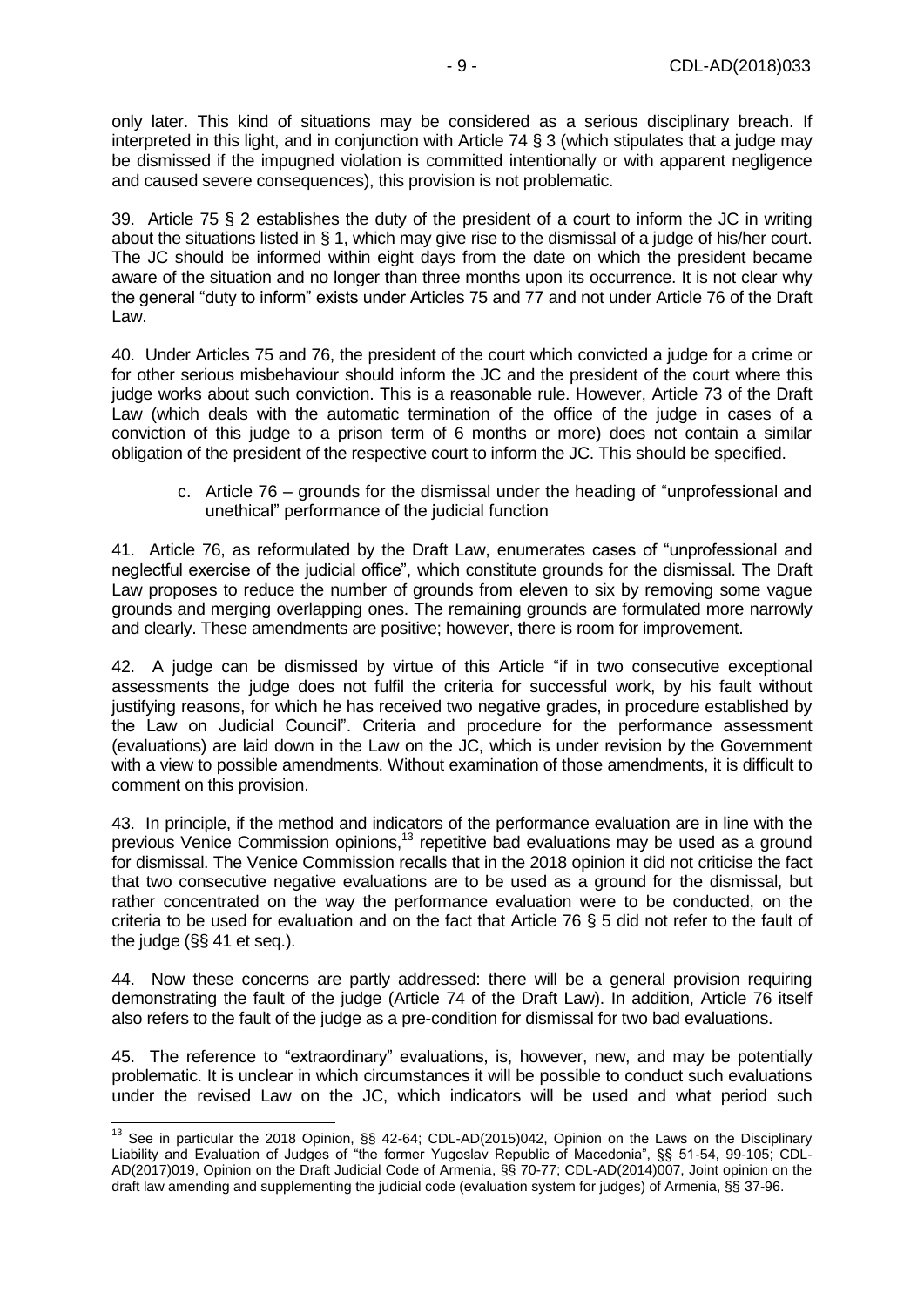only later. This kind of situations may be considered as a serious disciplinary breach. If interpreted in this light, and in conjunction with Article 74 § 3 (which stipulates that a judge may be dismissed if the impugned violation is committed intentionally or with apparent negligence and caused severe consequences), this provision is not problematic.

39. Article 75 § 2 establishes the duty of the president of a court to inform the JC in writing about the situations listed in § 1, which may give rise to the dismissal of a judge of his/her court. The JC should be informed within eight days from the date on which the president became aware of the situation and no longer than three months upon its occurrence. It is not clear why the general "duty to inform" exists under Articles 75 and 77 and not under Article 76 of the Draft Law.

40. Under Articles 75 and 76, the president of the court which convicted a judge for a crime or for other serious misbehaviour should inform the JC and the president of the court where this judge works about such conviction. This is a reasonable rule. However, Article 73 of the Draft Law (which deals with the automatic termination of the office of the judge in cases of a conviction of this judge to a prison term of 6 months or more) does not contain a similar obligation of the president of the respective court to inform the JC. This should be specified.

c. Article 76 – grounds for the dismissal under the heading of "unprofessional and unethical" performance of the judicial function

41. Article 76, as reformulated by the Draft Law, enumerates cases of "unprofessional and neglectful exercise of the judicial office", which constitute grounds for the dismissal. The Draft Law proposes to reduce the number of grounds from eleven to six by removing some vague grounds and merging overlapping ones. The remaining grounds are formulated more narrowly and clearly. These amendments are positive; however, there is room for improvement.

42. A judge can be dismissed by virtue of this Article "if in two consecutive exceptional assessments the judge does not fulfil the criteria for successful work, by his fault without justifying reasons, for which he has received two negative grades, in procedure established by the Law on Judicial Council". Criteria and procedure for the performance assessment (evaluations) are laid down in the Law on the JC, which is under revision by the Government with a view to possible amendments. Without examination of those amendments, it is difficult to comment on this provision.

43. In principle, if the method and indicators of the performance evaluation are in line with the previous Venice Commission opinions,[13] repetitive bad evaluations may be used as a ground for dismissal. The Venice Commission recalls that in the 2018 opinion it did not criticise the fact that two consecutive negative evaluations are to be used as a ground for the dismissal, but rather concentrated on the way the performance evaluation were to be conducted, on the criteria to be used for evaluation and on the fact that Article 76 § 5 did not refer to the fault of the judge (§§ 41 et seq.).

44. Now these concerns are partly addressed: there will be a general provision requiring demonstrating the fault of the judge (Article 74 of the Draft Law). In addition, Article 76 itself also refers to the fault of the judge as a pre-condition for dismissal for two bad evaluations.

45. The reference to "extraordinary" evaluations, is, however, new, and may be potentially problematic. It is unclear in which circumstances it will be possible to conduct such evaluations under the revised Law on the JC, which indicators will be used and what period such

---

[13] See in particular the 2018 Opinion, §§ 42-64; CDL-AD(2015)042, Opinion on the Laws on the Disciplinary Liability and Evaluation of Judges of "the former Yugoslav Republic of Macedonia", §§ 51-54, 99-105; CDL-AD(2017)019, Opinion on the Draft Judicial Code of Armenia, §§ 70-77; CDL-AD(2014)007, Joint opinion on the draft law amending and supplementing the judicial code (evaluation system for judges) of Armenia, §§ 37-96.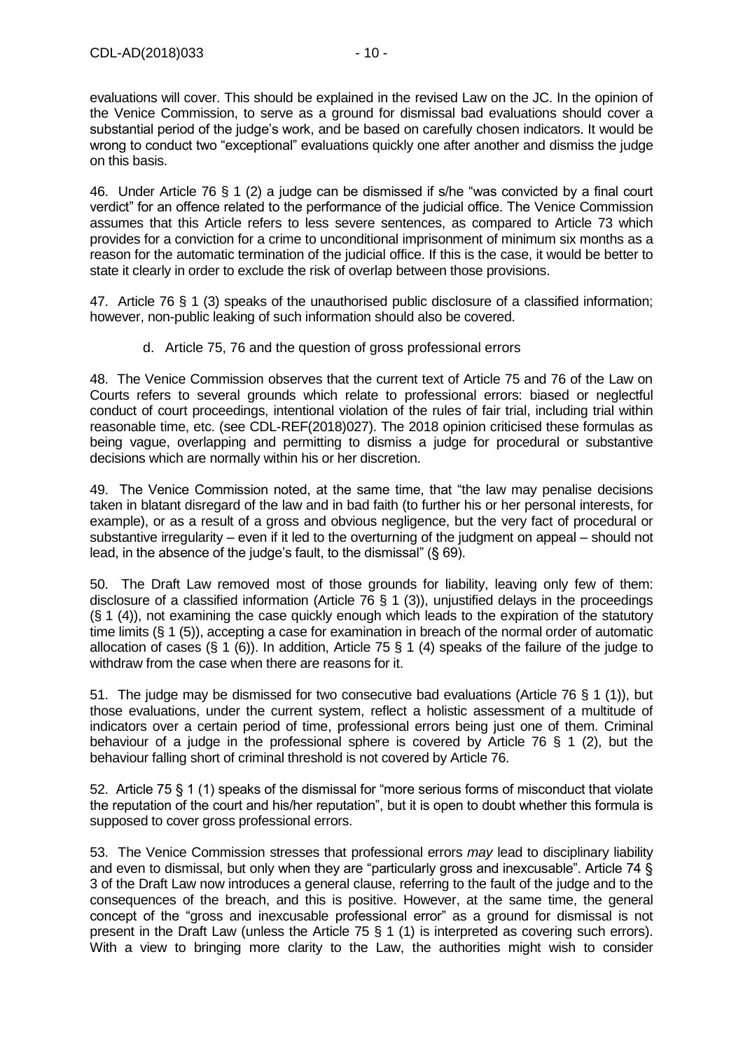evaluations will cover. This should be explained in the revised Law on the JC. In the opinion of the Venice Commission, to serve as a ground for dismissal bad evaluations should cover a substantial period of the judge's work, and be based on carefully chosen indicators. It would be wrong to conduct two "exceptional" evaluations quickly one after another and dismiss the judge on this basis.

46. Under Article 76 § 1 (2) a judge can be dismissed if s/he "was convicted by a final court verdict" for an offence related to the performance of the judicial office. The Venice Commission assumes that this Article refers to less severe sentences, as compared to Article 73 which provides for a conviction for a crime to unconditional imprisonment of minimum six months as a reason for the automatic termination of the judicial office. If this is the case, it would be better to state it clearly in order to exclude the risk of overlap between those provisions.

47. Article 76 § 1 (3) speaks of the unauthorised public disclosure of a classified information; however, non-public leaking of such information should also be covered.

### d. Article 75, 76 and the question of gross professional errors

48. The Venice Commission observes that the current text of Article 75 and 76 of the Law on Courts refers to several grounds which relate to professional errors: biased or neglectful conduct of court proceedings, intentional violation of the rules of fair trial, including trial within reasonable time, etc. (see CDL-REF(2018)027). The 2018 opinion criticised these formulas as being vague, overlapping and permitting to dismiss a judge for procedural or substantive decisions which are normally within his or her discretion.

49. The Venice Commission noted, at the same time, that "the law may penalise decisions taken in blatant disregard of the law and in bad faith (to further his or her personal interests, for example), or as a result of a gross and obvious negligence, but the very fact of procedural or substantive irregularity – even if it led to the overturning of the judgment on appeal – should not lead, in the absence of the judge's fault, to the dismissal" (§ 69).

50. The Draft Law removed most of those grounds for liability, leaving only few of them: disclosure of a classified information (Article 76 § 1 (3)), unjustified delays in the proceedings (§ 1 (4)), not examining the case quickly enough which leads to the expiration of the statutory time limits (§ 1 (5)), accepting a case for examination in breach of the normal order of automatic allocation of cases (§ 1 (6)). In addition, Article 75 § 1 (4) speaks of the failure of the judge to withdraw from the case when there are reasons for it.

51. The judge may be dismissed for two consecutive bad evaluations (Article 76 § 1 (1)), but those evaluations, under the current system, reflect a holistic assessment of a multitude of indicators over a certain period of time, professional errors being just one of them. Criminal behaviour of a judge in the professional sphere is covered by Article 76 § 1 (2), but the behaviour falling short of criminal threshold is not covered by Article 76.

52. Article 75 § 1 (1) speaks of the dismissal for "more serious forms of misconduct that violate the reputation of the court and his/her reputation", but it is open to doubt whether this formula is supposed to cover gross professional errors.

53. The Venice Commission stresses that professional errors *may* lead to disciplinary liability and even to dismissal, but only when they are "particularly gross and inexcusable". Article 74 § 3 of the Draft Law now introduces a general clause, referring to the fault of the judge and to the consequences of the breach, and this is positive. However, at the same time, the general concept of the "gross and inexcusable professional error" as a ground for dismissal is not present in the Draft Law (unless the Article 75 § 1 (1) is interpreted as covering such errors). With a view to bringing more clarity to the Law, the authorities might wish to consider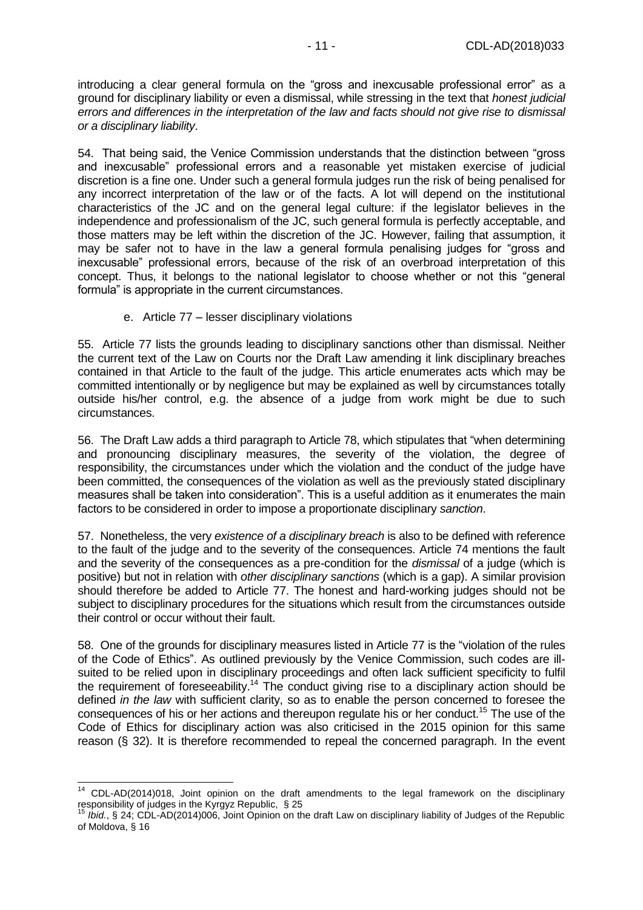introducing a clear general formula on the "gross and inexcusable professional error" as a ground for disciplinary liability or even a dismissal, while stressing in the text that *honest judicial errors and differences in the interpretation of the law and facts should not give rise to dismissal or a disciplinary liability*.

54. That being said, the Venice Commission understands that the distinction between "gross and inexcusable" professional errors and a reasonable yet mistaken exercise of judicial discretion is a fine one. Under such a general formula judges run the risk of being penalised for any incorrect interpretation of the law or of the facts. A lot will depend on the institutional characteristics of the JC and on the general legal culture: if the legislator believes in the independence and professionalism of the JC, such general formula is perfectly acceptable, and those matters may be left within the discretion of the JC. However, failing that assumption, it may be safer not to have in the law a general formula penalising judges for "gross and inexcusable" professional errors, because of the risk of an overbroad interpretation of this concept. Thus, it belongs to the national legislator to choose whether or not this "general formula" is appropriate in the current circumstances.

e. Article 77 – lesser disciplinary violations

55. Article 77 lists the grounds leading to disciplinary sanctions other than dismissal. Neither the current text of the Law on Courts nor the Draft Law amending it link disciplinary breaches contained in that Article to the fault of the judge. This article enumerates acts which may be committed intentionally or by negligence but may be explained as well by circumstances totally outside his/her control, e.g. the absence of a judge from work might be due to such circumstances.

56. The Draft Law adds a third paragraph to Article 78, which stipulates that "when determining and pronouncing disciplinary measures, the severity of the violation, the degree of responsibility, the circumstances under which the violation and the conduct of the judge have been committed, the consequences of the violation as well as the previously stated disciplinary measures shall be taken into consideration". This is a useful addition as it enumerates the main factors to be considered in order to impose a proportionate disciplinary *sanction*.

57. Nonetheless, the very *existence of a disciplinary breach* is also to be defined with reference to the fault of the judge and to the severity of the consequences. Article 74 mentions the fault and the severity of the consequences as a pre-condition for the *dismissal* of a judge (which is positive) but not in relation with *other disciplinary sanctions* (which is a gap). A similar provision should therefore be added to Article 77. The honest and hard-working judges should not be subject to disciplinary procedures for the situations which result from the circumstances outside their control or occur without their fault.

58. One of the grounds for disciplinary measures listed in Article 77 is the "violation of the rules of the Code of Ethics". As outlined previously by the Venice Commission, such codes are ill-suited to be relied upon in disciplinary proceedings and often lack sufficient specificity to fulfil the requirement of foreseeability.[14] The conduct giving rise to a disciplinary action should be defined *in the law* with sufficient clarity, so as to enable the person concerned to foresee the consequences of his or her actions and thereupon regulate his or her conduct.[15] The use of the Code of Ethics for disciplinary action was also criticised in the 2015 opinion for this same reason (§ 32). It is therefore recommended to repeal the concerned paragraph. In the event

---

[14] CDL-AD(2014)018, Joint opinion on the draft amendments to the legal framework on the disciplinary responsibility of judges in the Kyrgyz Republic, § 25

[15] *Ibid.*, § 24; CDL-AD(2014)006, Joint Opinion on the draft Law on disciplinary liability of Judges of the Republic of Moldova, § 16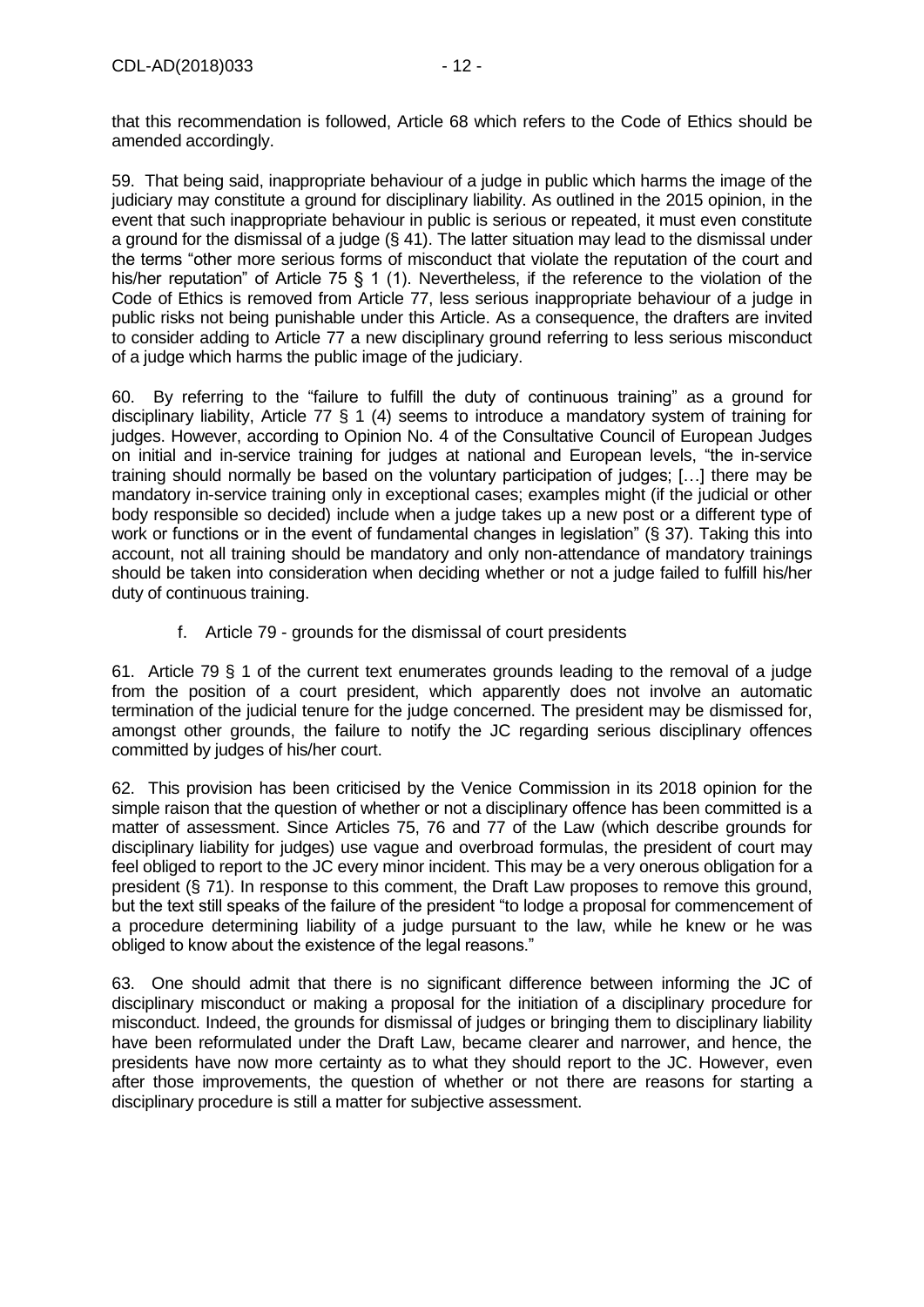that this recommendation is followed, Article 68 which refers to the Code of Ethics should be amended accordingly.

59. That being said, inappropriate behaviour of a judge in public which harms the image of the judiciary may constitute a ground for disciplinary liability. As outlined in the 2015 opinion, in the event that such inappropriate behaviour in public is serious or repeated, it must even constitute a ground for the dismissal of a judge (§ 41). The latter situation may lead to the dismissal under the terms "other more serious forms of misconduct that violate the reputation of the court and his/her reputation" of Article 75 § 1 (1). Nevertheless, if the reference to the violation of the Code of Ethics is removed from Article 77, less serious inappropriate behaviour of a judge in public risks not being punishable under this Article. As a consequence, the drafters are invited to consider adding to Article 77 a new disciplinary ground referring to less serious misconduct of a judge which harms the public image of the judiciary.

60. By referring to the "failure to fulfill the duty of continuous training" as a ground for disciplinary liability, Article 77 § 1 (4) seems to introduce a mandatory system of training for judges. However, according to Opinion No. 4 of the Consultative Council of European Judges on initial and in-service training for judges at national and European levels, "the in-service training should normally be based on the voluntary participation of judges; […] there may be mandatory in-service training only in exceptional cases; examples might (if the judicial or other body responsible so decided) include when a judge takes up a new post or a different type of work or functions or in the event of fundamental changes in legislation" (§ 37). Taking this into account, not all training should be mandatory and only non-attendance of mandatory trainings should be taken into consideration when deciding whether or not a judge failed to fulfill his/her duty of continuous training.

f. Article 79 - grounds for the dismissal of court presidents

61. Article 79 § 1 of the current text enumerates grounds leading to the removal of a judge from the position of a court president, which apparently does not involve an automatic termination of the judicial tenure for the judge concerned. The president may be dismissed for, amongst other grounds, the failure to notify the JC regarding serious disciplinary offences committed by judges of his/her court.

62. This provision has been criticised by the Venice Commission in its 2018 opinion for the simple raison that the question of whether or not a disciplinary offence has been committed is a matter of assessment. Since Articles 75, 76 and 77 of the Law (which describe grounds for disciplinary liability for judges) use vague and overbroad formulas, the president of court may feel obliged to report to the JC every minor incident. This may be a very onerous obligation for a president (§ 71). In response to this comment, the Draft Law proposes to remove this ground, but the text still speaks of the failure of the president "to lodge a proposal for commencement of a procedure determining liability of a judge pursuant to the law, while he knew or he was obliged to know about the existence of the legal reasons."

63. One should admit that there is no significant difference between informing the JC of disciplinary misconduct or making a proposal for the initiation of a disciplinary procedure for misconduct. Indeed, the grounds for dismissal of judges or bringing them to disciplinary liability have been reformulated under the Draft Law, became clearer and narrower, and hence, the presidents have now more certainty as to what they should report to the JC. However, even after those improvements, the question of whether or not there are reasons for starting a disciplinary procedure is still a matter for subjective assessment.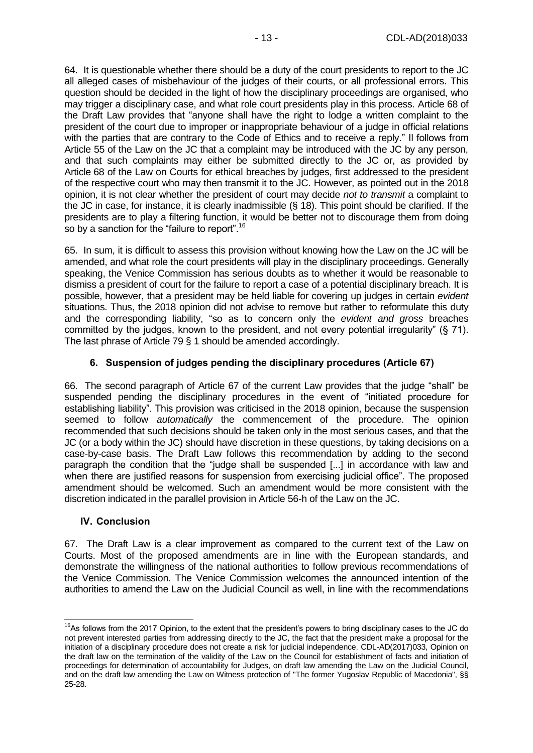64. It is questionable whether there should be a duty of the court presidents to report to the JC all alleged cases of misbehaviour of the judges of their courts, or all professional errors. This question should be decided in the light of how the disciplinary proceedings are organised, who may trigger a disciplinary case, and what role court presidents play in this process. Article 68 of the Draft Law provides that "anyone shall have the right to lodge a written complaint to the president of the court due to improper or inappropriate behaviour of a judge in official relations with the parties that are contrary to the Code of Ethics and to receive a reply." Il follows from Article 55 of the Law on the JC that a complaint may be introduced with the JC by any person, and that such complaints may either be submitted directly to the JC or, as provided by Article 68 of the Law on Courts for ethical breaches by judges, first addressed to the president of the respective court who may then transmit it to the JC. However, as pointed out in the 2018 opinion, it is not clear whether the president of court may decide *not to transmit* a complaint to the JC in case, for instance, it is clearly inadmissible (§ 18). This point should be clarified. If the presidents are to play a filtering function, it would be better not to discourage them from doing so by a sanction for the "failure to report".[16]

65. In sum, it is difficult to assess this provision without knowing how the Law on the JC will be amended, and what role the court presidents will play in the disciplinary proceedings. Generally speaking, the Venice Commission has serious doubts as to whether it would be reasonable to dismiss a president of court for the failure to report a case of a potential disciplinary breach. It is possible, however, that a president may be held liable for covering up judges in certain *evident* situations. Thus, the 2018 opinion did not advise to remove but rather to reformulate this duty and the corresponding liability, "so as to concern only the *evident and gross* breaches committed by the judges, known to the president, and not every potential irregularity" (§ 71). The last phrase of Article 79 § 1 should be amended accordingly.

### 6. Suspension of judges pending the disciplinary procedures (Article 67)

66. The second paragraph of Article 67 of the current Law provides that the judge "shall" be suspended pending the disciplinary procedures in the event of "initiated procedure for establishing liability". This provision was criticised in the 2018 opinion, because the suspension seemed to follow *automatically* the commencement of the procedure. The opinion recommended that such decisions should be taken only in the most serious cases, and that the JC (or a body within the JC) should have discretion in these questions, by taking decisions on a case-by-case basis. The Draft Law follows this recommendation by adding to the second paragraph the condition that the "judge shall be suspended [...] in accordance with law and when there are justified reasons for suspension from exercising judicial office". The proposed amendment should be welcomed. Such an amendment would be more consistent with the discretion indicated in the parallel provision in Article 56-h of the Law on the JC.

## IV. Conclusion

67. The Draft Law is a clear improvement as compared to the current text of the Law on Courts. Most of the proposed amendments are in line with the European standards, and demonstrate the willingness of the national authorities to follow previous recommendations of the Venice Commission. The Venice Commission welcomes the announced intention of the authorities to amend the Law on the Judicial Council as well, in line with the recommendations

---

[16] As follows from the 2017 Opinion, to the extent that the president's powers to bring disciplinary cases to the JC do not prevent interested parties from addressing directly to the JC, the fact that the president make a proposal for the initiation of a disciplinary procedure does not create a risk for judicial independence. CDL-AD(2017)033, Opinion on the draft law on the termination of the validity of the Law on the Council for establishment of facts and initiation of proceedings for determination of accountability for Judges, on draft law amending the Law on the Judicial Council, and on the draft law amending the Law on Witness protection of "The former Yugoslav Republic of Macedonia", §§ 25-28.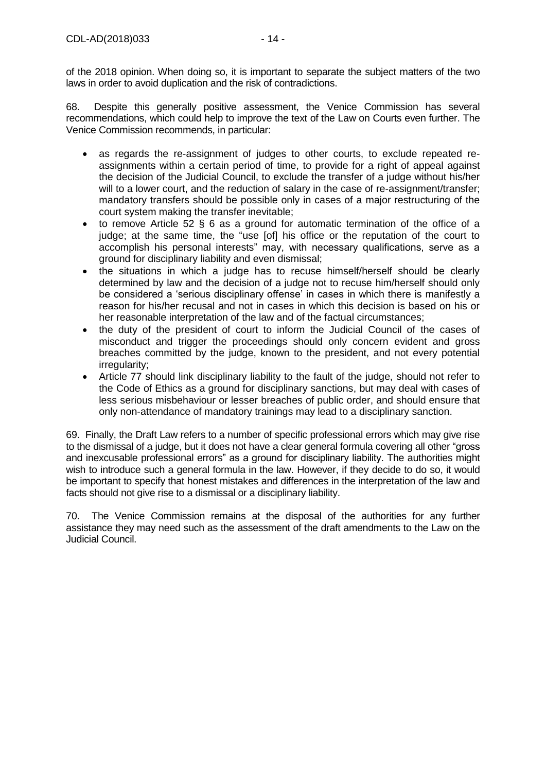of the 2018 opinion. When doing so, it is important to separate the subject matters of the two laws in order to avoid duplication and the risk of contradictions.

68. Despite this generally positive assessment, the Venice Commission has several recommendations, which could help to improve the text of the Law on Courts even further. The Venice Commission recommends, in particular:

- as regards the re-assignment of judges to other courts, to exclude repeated re-assignments within a certain period of time, to provide for a right of appeal against the decision of the Judicial Council, to exclude the transfer of a judge without his/her will to a lower court, and the reduction of salary in the case of re-assignment/transfer; mandatory transfers should be possible only in cases of a major restructuring of the court system making the transfer inevitable;
- to remove Article 52 § 6 as a ground for automatic termination of the office of a judge; at the same time, the "use [of] his office or the reputation of the court to accomplish his personal interests" may, with necessary qualifications, serve as a ground for disciplinary liability and even dismissal;
- the situations in which a judge has to recuse himself/herself should be clearly determined by law and the decision of a judge not to recuse him/herself should only be considered a 'serious disciplinary offense' in cases in which there is manifestly a reason for his/her recusal and not in cases in which this decision is based on his or her reasonable interpretation of the law and of the factual circumstances;
- the duty of the president of court to inform the Judicial Council of the cases of misconduct and trigger the proceedings should only concern evident and gross breaches committed by the judge, known to the president, and not every potential irregularity;
- Article 77 should link disciplinary liability to the fault of the judge, should not refer to the Code of Ethics as a ground for disciplinary sanctions, but may deal with cases of less serious misbehaviour or lesser breaches of public order, and should ensure that only non-attendance of mandatory trainings may lead to a disciplinary sanction.

69. Finally, the Draft Law refers to a number of specific professional errors which may give rise to the dismissal of a judge, but it does not have a clear general formula covering all other "gross and inexcusable professional errors" as a ground for disciplinary liability. The authorities might wish to introduce such a general formula in the law. However, if they decide to do so, it would be important to specify that honest mistakes and differences in the interpretation of the law and facts should not give rise to a dismissal or a disciplinary liability.

70. The Venice Commission remains at the disposal of the authorities for any further assistance they may need such as the assessment of the draft amendments to the Law on the Judicial Council.